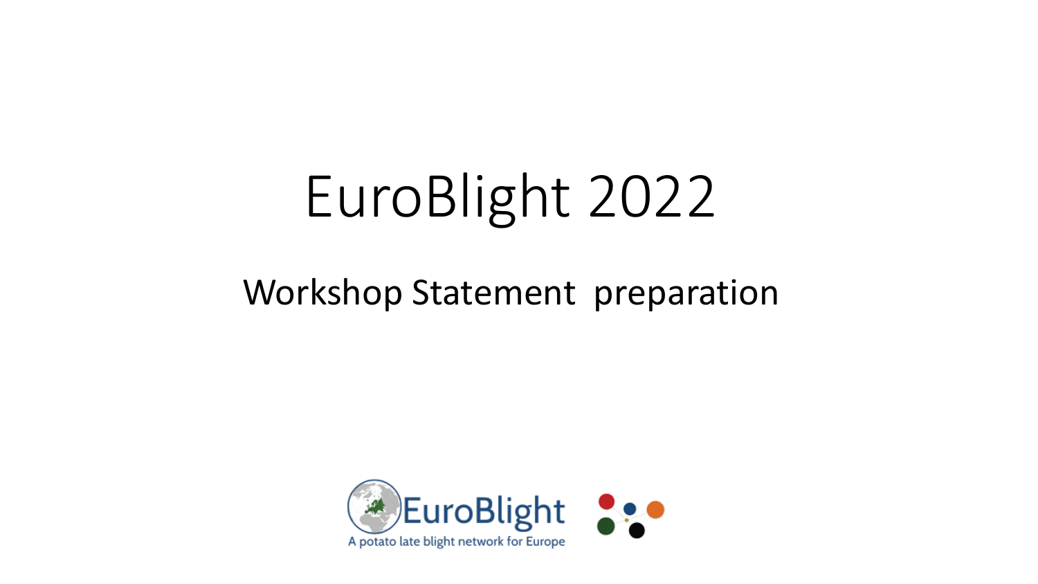# EuroBlight 2022

## Workshop Statement preparation

EuroBlight

A potato late blight network for Europe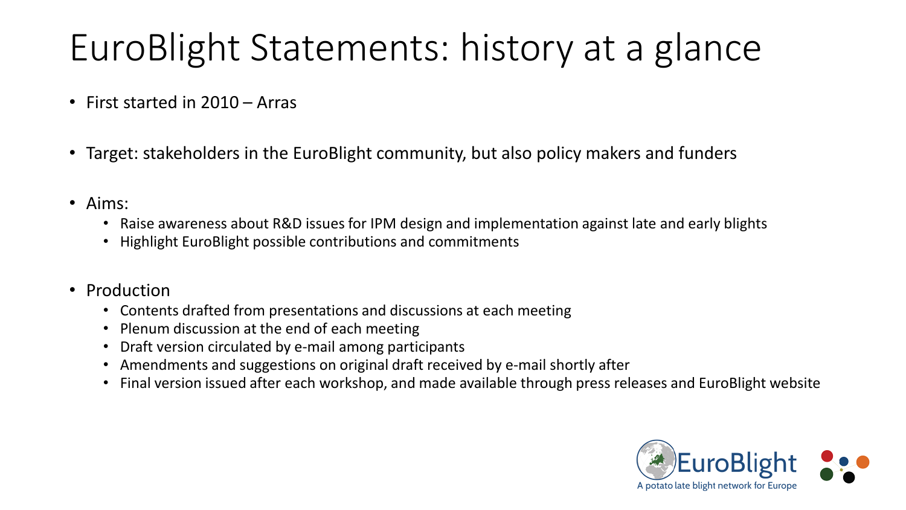# EuroBlight Statements: history at a glance

- First started in 2010 – Arras
- Target: stakeholders in the EuroBlight community, but also policy makers and funders
- Aims:
  - Raise awareness about R&D issues for IPM design and implementation against late and early blights
  - Highlight EuroBlight possible contributions and commitments
- Production
  - Contents drafted from presentations and discussions at each meeting
  - Plenum discussion at the end of each meeting
  - Draft version circulated by e-mail among participants
  - Amendments and suggestions on original draft received by e-mail shortly after
  - Final version issued after each workshop, and made available through press releases and EuroBlight website

EuroBlight
A potato late blight network for Europe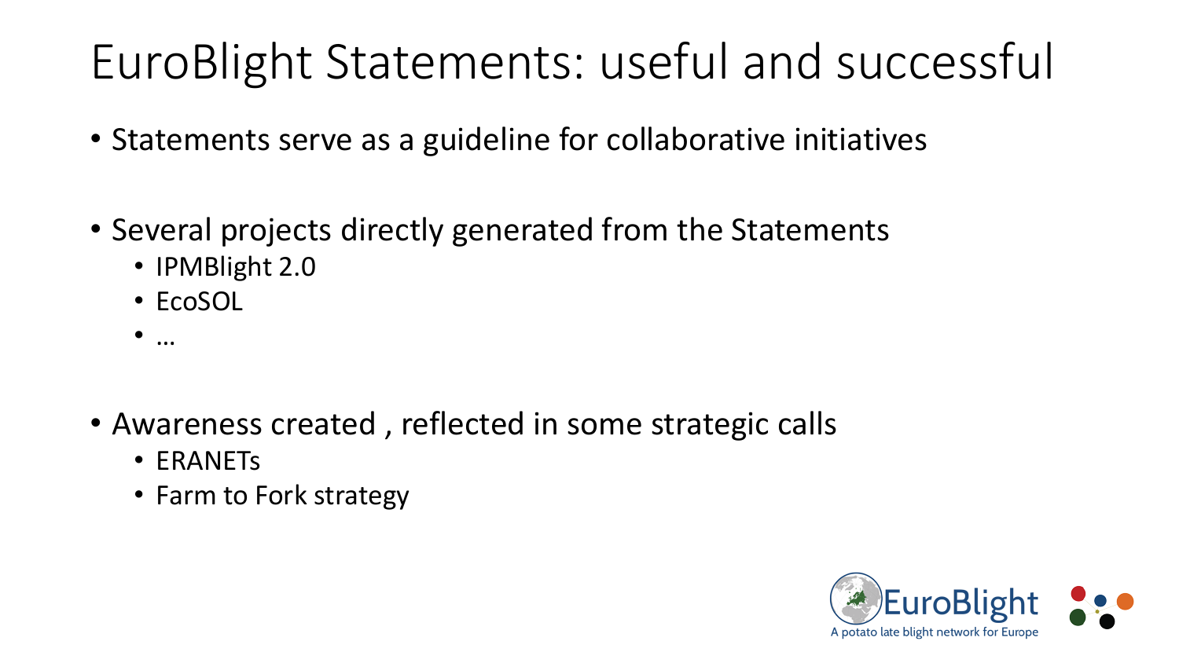# EuroBlight Statements: useful and successful

- Statements serve as a guideline for collaborative initiatives
- Several projects directly generated from the Statements
  - IPMBlight 2.0
  - EcoSOL
  - …
- Awareness created , reflected in some strategic calls
  - ERANETs
  - Farm to Fork strategy

EuroBlight
A potato late blight network for Europe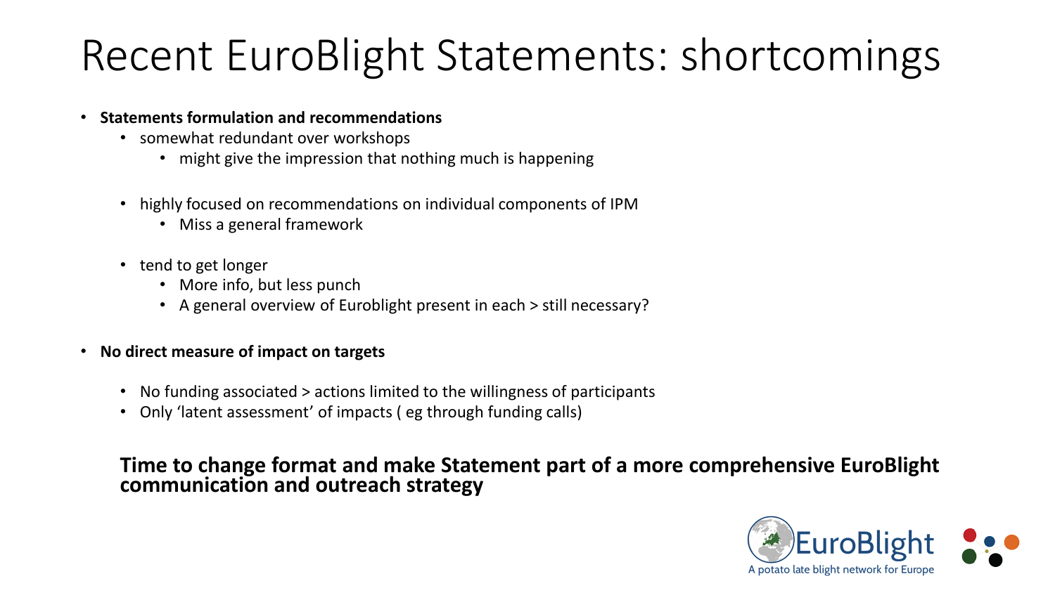# Recent EuroBlight Statements: shortcomings

- **Statements formulation and recommendations**
  - somewhat redundant over workshops
    - might give the impression that nothing much is happening
  - highly focused on recommendations on individual components of IPM
    - Miss a general framework
  - tend to get longer
    - More info, but less punch
    - A general overview of Euroblight present in each > still necessary?
- **No direct measure of impact on targets**
  - No funding associated > actions limited to the willingness of participants
  - Only 'latent assessment' of impacts ( eg through funding calls)

**Time to change format and make Statement part of a more comprehensive EuroBlight communication and outreach strategy**

EuroBlight
A potato late blight network for Europe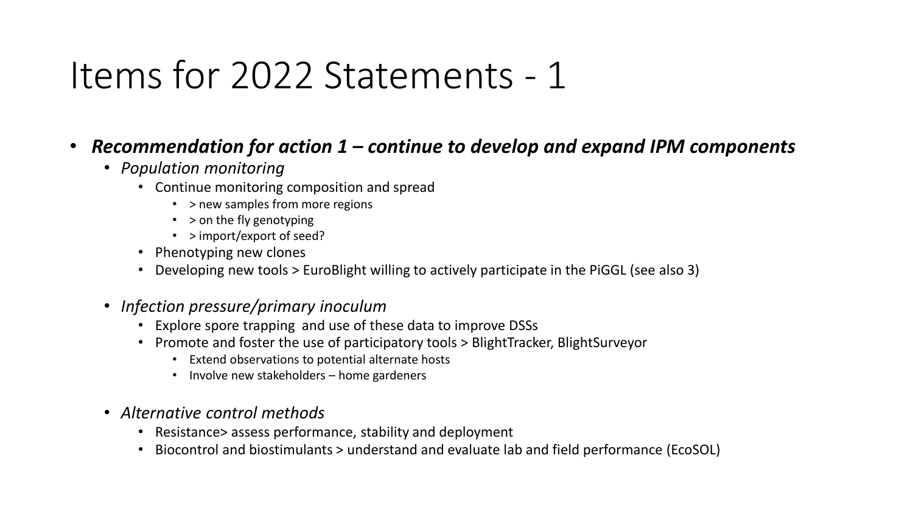# Items for 2022 Statements - 1

- ***Recommendation for action 1 – continue to develop and expand IPM components***
  - *Population monitoring*
    - Continue monitoring composition and spread
      - > new samples from more regions
      - > on the fly genotyping
      - > import/export of seed?
    - Phenotyping new clones
    - Developing new tools > EuroBlight willing to actively participate in the PiGGL (see also 3)
  - *Infection pressure/primary inoculum*
    - Explore spore trapping  and use of these data to improve DSSs
    - Promote and foster the use of participatory tools > BlightTracker, BlightSurveyor
      - Extend observations to potential alternate hosts
      - Involve new stakeholders – home gardeners
  - *Alternative control methods*
    - Resistance> assess performance, stability and deployment
    - Biocontrol and biostimulants > understand and evaluate lab and field performance (EcoSOL)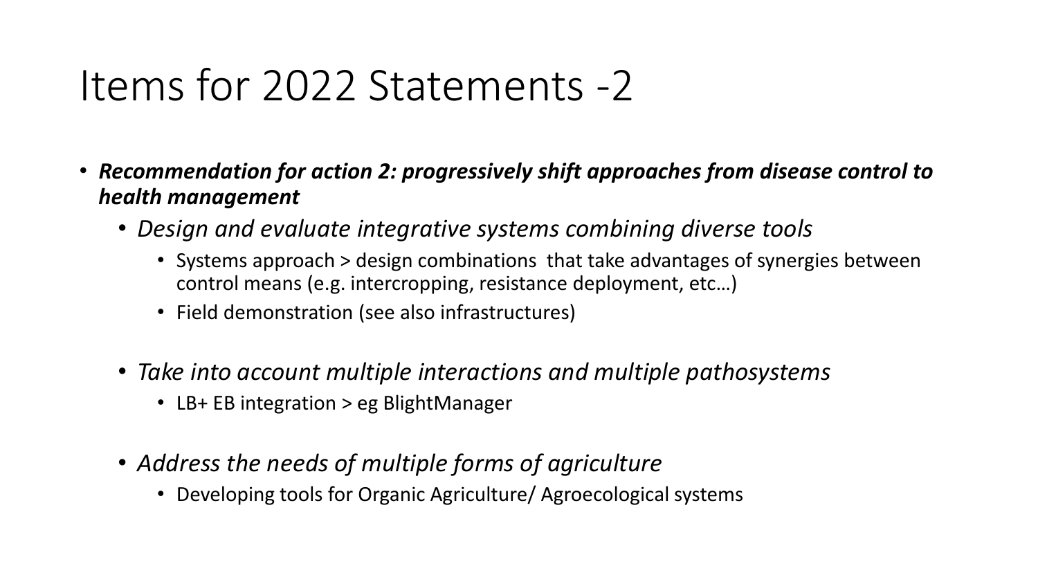# Items for 2022 Statements -2

- ***Recommendation for action 2: progressively shift approaches from disease control to health management***
  - *Design and evaluate integrative systems combining diverse tools*
    - Systems approach > design combinations  that take advantages of synergies between control means (e.g. intercropping, resistance deployment, etc…)
    - Field demonstration (see also infrastructures)
  - *Take into account multiple interactions and multiple pathosystems*
    - LB+ EB integration > eg BlightManager
  - *Address the needs of multiple forms of agriculture*
    - Developing tools for Organic Agriculture/ Agroecological systems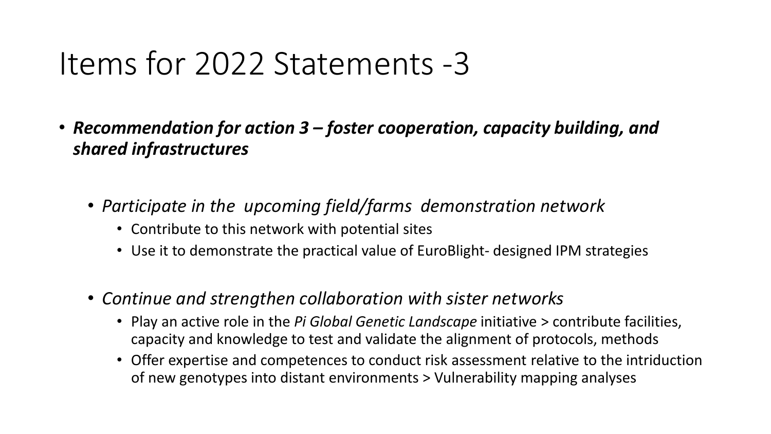# Items for 2022 Statements -3

- ***Recommendation for action 3 – foster cooperation, capacity building, and shared infrastructures***
  - *Participate in the  upcoming field/farms  demonstration network*
    - Contribute to this network with potential sites
    - Use it to demonstrate the practical value of EuroBlight- designed IPM strategies
  - *Continue and strengthen collaboration with sister networks*
    - Play an active role in the *Pi Global Genetic Landscape* initiative > contribute facilities, capacity and knowledge to test and validate the alignment of protocols, methods
    - Offer expertise and competences to conduct risk assessment relative to the intriduction of new genotypes into distant environments > Vulnerability mapping analyses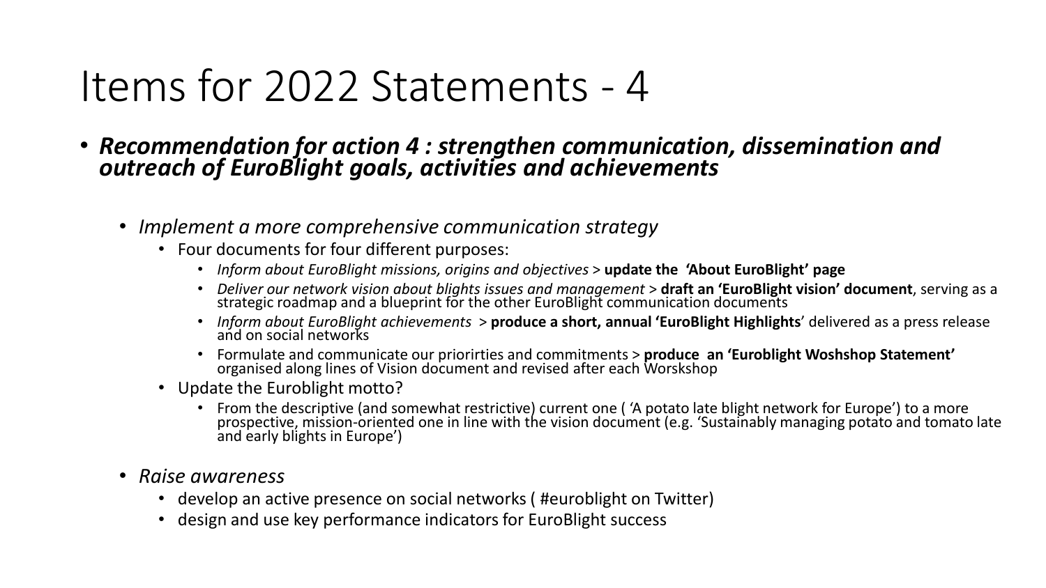# Items for 2022 Statements - 4

- ***Recommendation for action 4 : strengthen communication, dissemination and outreach of EuroBlight goals, activities and achievements***
  - *Implement a more comprehensive communication strategy*
    - Four documents for four different purposes:
      - *Inform about EuroBlight missions, origins and objectives* > **update the 'About EuroBlight' page**
      - *Deliver our network vision about blights issues and management* > **draft an 'EuroBlight vision' document**, serving as a strategic roadmap and a blueprint for the other EuroBlight communication documents
      - *Inform about EuroBlight achievements* > **produce a short, annual 'EuroBlight Highlights**' delivered as a press release and on social networks
      - Formulate and communicate our priorirties and commitments > **produce an 'Euroblight Woshshop Statement'** organised along lines of Vision document and revised after each Worskshop
    - Update the Euroblight motto?
      - From the descriptive (and somewhat restrictive) current one ( 'A potato late blight network for Europe') to a more prospective, mission-oriented one in line with the vision document (e.g. 'Sustainably managing potato and tomato late and early blights in Europe')
  - *Raise awareness*
    - develop an active presence on social networks ( #euroblight on Twitter)
    - design and use key performance indicators for EuroBlight success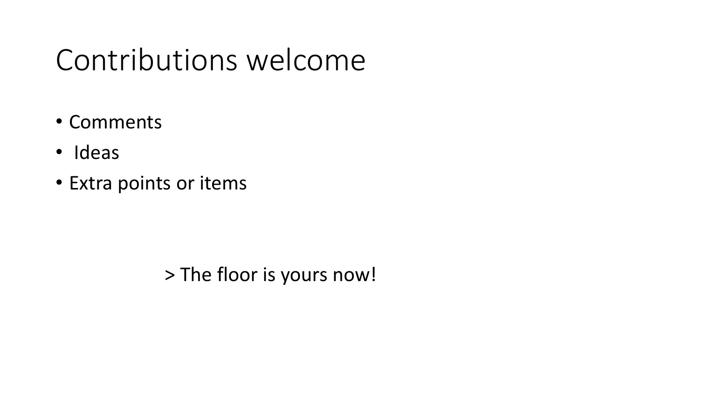# Contributions welcome

- Comments
- Ideas
- Extra points or items

> The floor is yours now!